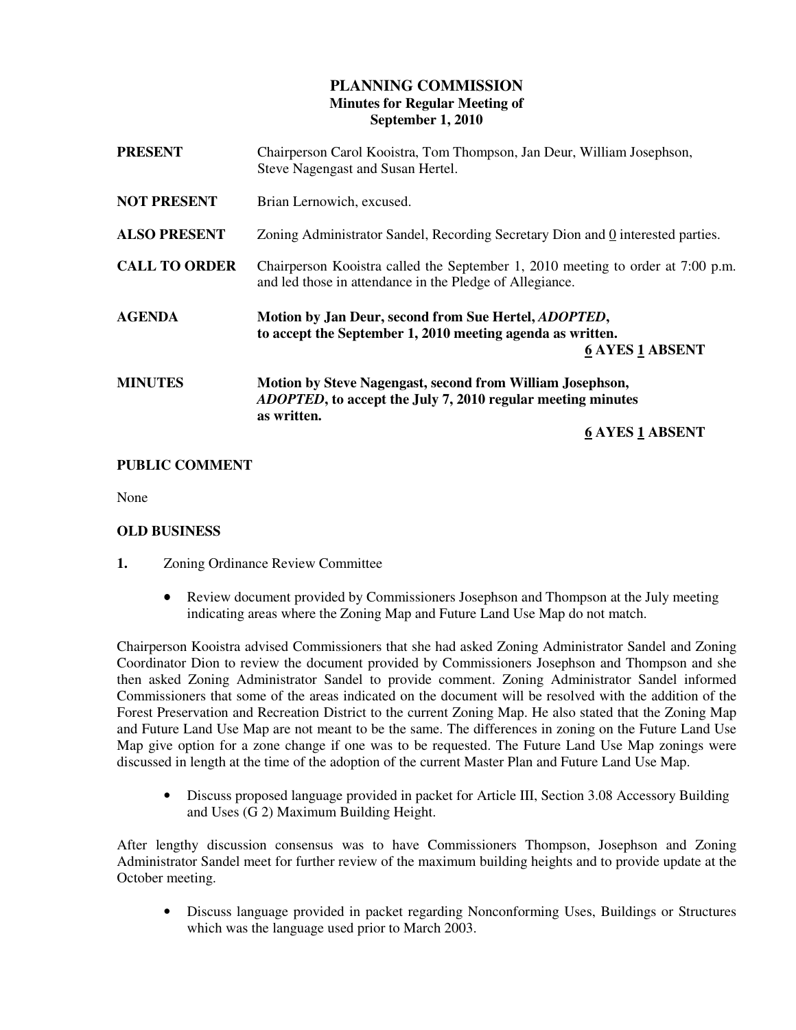# PLANNING COMMISSION
## Minutes for Regular Meeting of
## September 1, 2010

**PRESENT** Chairperson Carol Kooistra, Tom Thompson, Jan Deur, William Josephson, Steve Nagengast and Susan Hertel.

**NOT PRESENT** Brian Lernowich, excused.

**ALSO PRESENT** Zoning Administrator Sandel, Recording Secretary Dion and 0 interested parties.

**CALL TO ORDER** Chairperson Kooistra called the September 1, 2010 meeting to order at 7:00 p.m. and led those in attendance in the Pledge of Allegiance.

**AGENDA** **Motion by Jan Deur, second from Sue Hertel, *ADOPTED*, to accept the September 1, 2010 meeting agenda as written.**

**6 AYES 1 ABSENT**

**MINUTES** **Motion by Steve Nagengast, second from William Josephson, *ADOPTED*, to accept the July 7, 2010 regular meeting minutes as written.**

**6 AYES 1 ABSENT**

**PUBLIC COMMENT**

None

**OLD BUSINESS**

**1.** Zoning Ordinance Review Committee

- Review document provided by Commissioners Josephson and Thompson at the July meeting indicating areas where the Zoning Map and Future Land Use Map do not match.

Chairperson Kooistra advised Commissioners that she had asked Zoning Administrator Sandel and Zoning Coordinator Dion to review the document provided by Commissioners Josephson and Thompson and she then asked Zoning Administrator Sandel to provide comment. Zoning Administrator Sandel informed Commissioners that some of the areas indicated on the document will be resolved with the addition of the Forest Preservation and Recreation District to the current Zoning Map. He also stated that the Zoning Map and Future Land Use Map are not meant to be the same. The differences in zoning on the Future Land Use Map give option for a zone change if one was to be requested. The Future Land Use Map zonings were discussed in length at the time of the adoption of the current Master Plan and Future Land Use Map.

- Discuss proposed language provided in packet for Article III, Section 3.08 Accessory Building and Uses (G 2) Maximum Building Height.

After lengthy discussion consensus was to have Commissioners Thompson, Josephson and Zoning Administrator Sandel meet for further review of the maximum building heights and to provide update at the October meeting.

- Discuss language provided in packet regarding Nonconforming Uses, Buildings or Structures which was the language used prior to March 2003.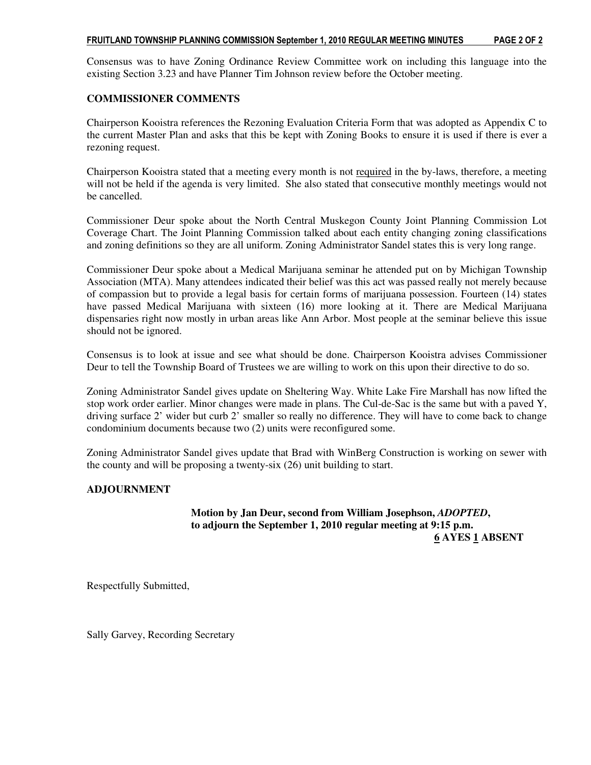Consensus was to have Zoning Ordinance Review Committee work on including this language into the existing Section 3.23 and have Planner Tim Johnson review before the October meeting.

## COMMISSIONER COMMENTS

Chairperson Kooistra references the Rezoning Evaluation Criteria Form that was adopted as Appendix C to the current Master Plan and asks that this be kept with Zoning Books to ensure it is used if there is ever a rezoning request.

Chairperson Kooistra stated that a meeting every month is not required in the by-laws, therefore, a meeting will not be held if the agenda is very limited. She also stated that consecutive monthly meetings would not be cancelled.

Commissioner Deur spoke about the North Central Muskegon County Joint Planning Commission Lot Coverage Chart. The Joint Planning Commission talked about each entity changing zoning classifications and zoning definitions so they are all uniform. Zoning Administrator Sandel states this is very long range.

Commissioner Deur spoke about a Medical Marijuana seminar he attended put on by Michigan Township Association (MTA). Many attendees indicated their belief was this act was passed really not merely because of compassion but to provide a legal basis for certain forms of marijuana possession. Fourteen (14) states have passed Medical Marijuana with sixteen (16) more looking at it. There are Medical Marijuana dispensaries right now mostly in urban areas like Ann Arbor. Most people at the seminar believe this issue should not be ignored.

Consensus is to look at issue and see what should be done. Chairperson Kooistra advises Commissioner Deur to tell the Township Board of Trustees we are willing to work on this upon their directive to do so.

Zoning Administrator Sandel gives update on Sheltering Way. White Lake Fire Marshall has now lifted the stop work order earlier. Minor changes were made in plans. The Cul-de-Sac is the same but with a paved Y, driving surface 2' wider but curb 2' smaller so really no difference. They will have to come back to change condominium documents because two (2) units were reconfigured some.

Zoning Administrator Sandel gives update that Brad with WinBerg Construction is working on sewer with the county and will be proposing a twenty-six (26) unit building to start.

## ADJOURNMENT

**Motion by Jan Deur, second from William Josephson, *ADOPTED*, to adjourn the September 1, 2010 regular meeting at 9:15 p.m.**

**6 AYES 1 ABSENT**

Respectfully Submitted,

Sally Garvey, Recording Secretary